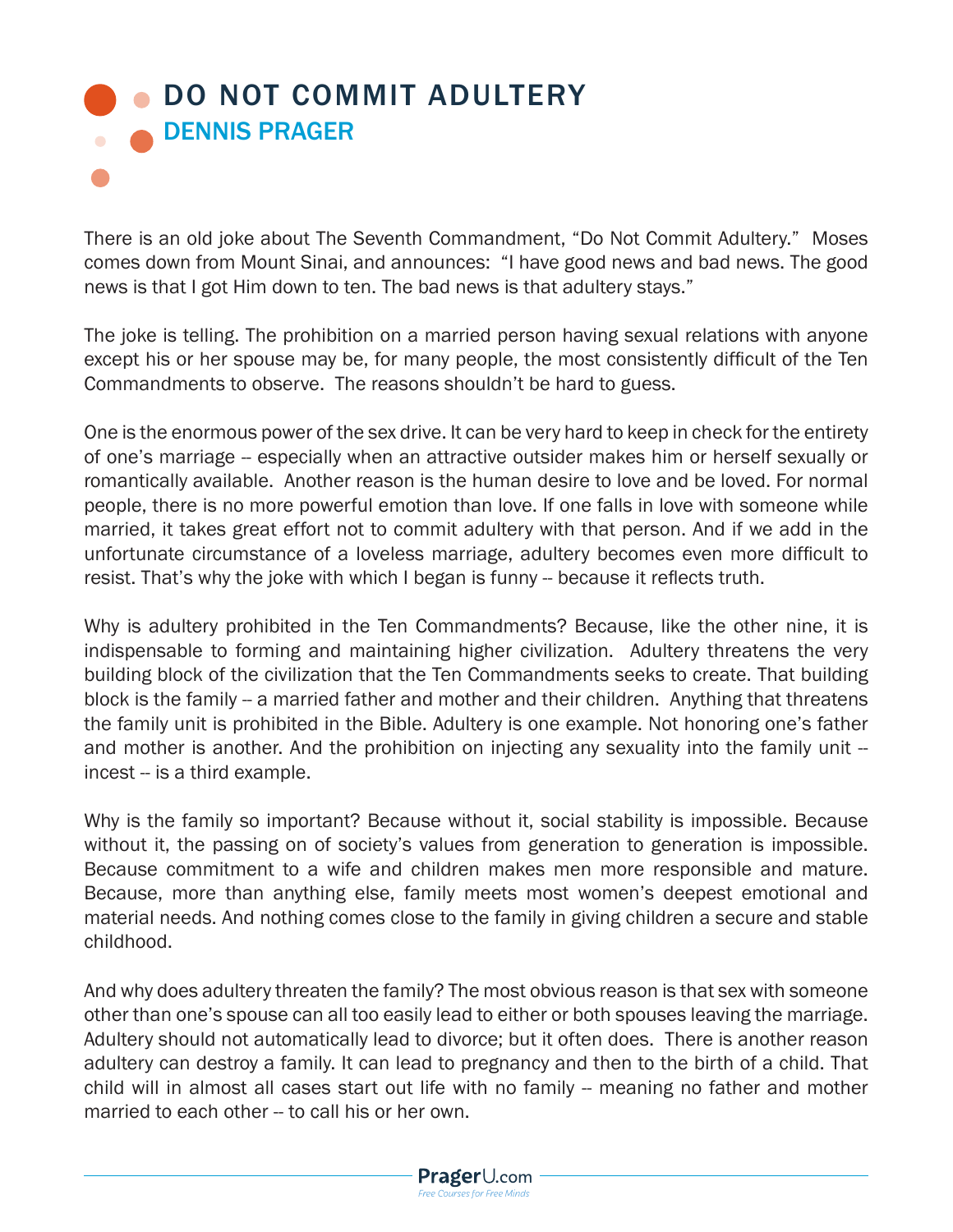# DO NOT COMMIT ADULTERY

## DENNIS PRAGER

There is an old joke about The Seventh Commandment, "Do Not Commit Adultery." Moses comes down from Mount Sinai, and announces: "I have good news and bad news. The good news is that I got Him down to ten. The bad news is that adultery stays."

The joke is telling. The prohibition on a married person having sexual relations with anyone except his or her spouse may be, for many people, the most consistently difficult of the Ten Commandments to observe. The reasons shouldn't be hard to guess.

One is the enormous power of the sex drive. It can be very hard to keep in check for the entirety of one's marriage -- especially when an attractive outsider makes him or herself sexually or romantically available. Another reason is the human desire to love and be loved. For normal people, there is no more powerful emotion than love. If one falls in love with someone while married, it takes great effort not to commit adultery with that person. And if we add in the unfortunate circumstance of a loveless marriage, adultery becomes even more difficult to resist. That's why the joke with which I began is funny -- because it reflects truth.

Why is adultery prohibited in the Ten Commandments? Because, like the other nine, it is indispensable to forming and maintaining higher civilization. Adultery threatens the very building block of the civilization that the Ten Commandments seeks to create. That building block is the family -- a married father and mother and their children. Anything that threatens the family unit is prohibited in the Bible. Adultery is one example. Not honoring one's father and mother is another. And the prohibition on injecting any sexuality into the family unit -- incest -- is a third example.

Why is the family so important? Because without it, social stability is impossible. Because without it, the passing on of society's values from generation to generation is impossible. Because commitment to a wife and children makes men more responsible and mature. Because, more than anything else, family meets most women's deepest emotional and material needs. And nothing comes close to the family in giving children a secure and stable childhood.

And why does adultery threaten the family? The most obvious reason is that sex with someone other than one's spouse can all too easily lead to either or both spouses leaving the marriage. Adultery should not automatically lead to divorce; but it often does. There is another reason adultery can destroy a family. It can lead to pregnancy and then to the birth of a child. That child will in almost all cases start out life with no family -- meaning no father and mother married to each other -- to call his or her own.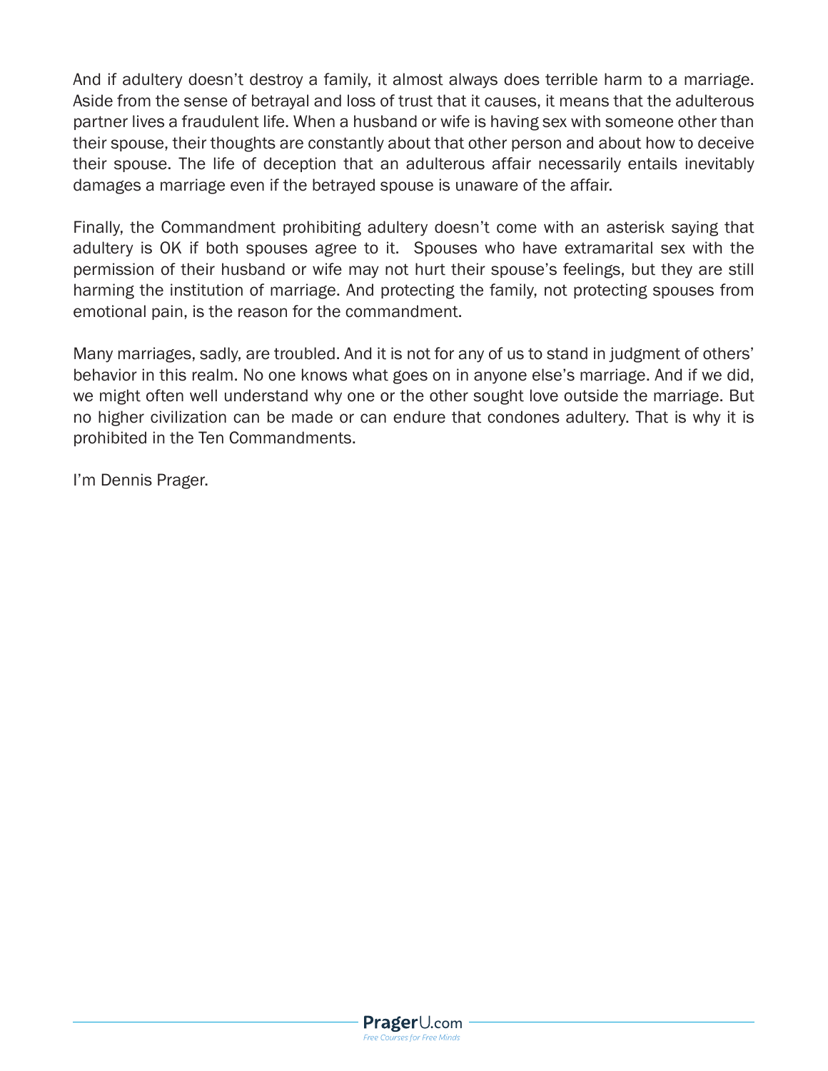And if adultery doesn't destroy a family, it almost always does terrible harm to a marriage. Aside from the sense of betrayal and loss of trust that it causes, it means that the adulterous partner lives a fraudulent life. When a husband or wife is having sex with someone other than their spouse, their thoughts are constantly about that other person and about how to deceive their spouse. The life of deception that an adulterous affair necessarily entails inevitably damages a marriage even if the betrayed spouse is unaware of the affair.

Finally, the Commandment prohibiting adultery doesn't come with an asterisk saying that adultery is OK if both spouses agree to it. Spouses who have extramarital sex with the permission of their husband or wife may not hurt their spouse's feelings, but they are still harming the institution of marriage. And protecting the family, not protecting spouses from emotional pain, is the reason for the commandment.

Many marriages, sadly, are troubled. And it is not for any of us to stand in judgment of others' behavior in this realm. No one knows what goes on in anyone else's marriage. And if we did, we might often well understand why one or the other sought love outside the marriage. But no higher civilization can be made or can endure that condones adultery. That is why it is prohibited in the Ten Commandments.

I'm Dennis Prager.